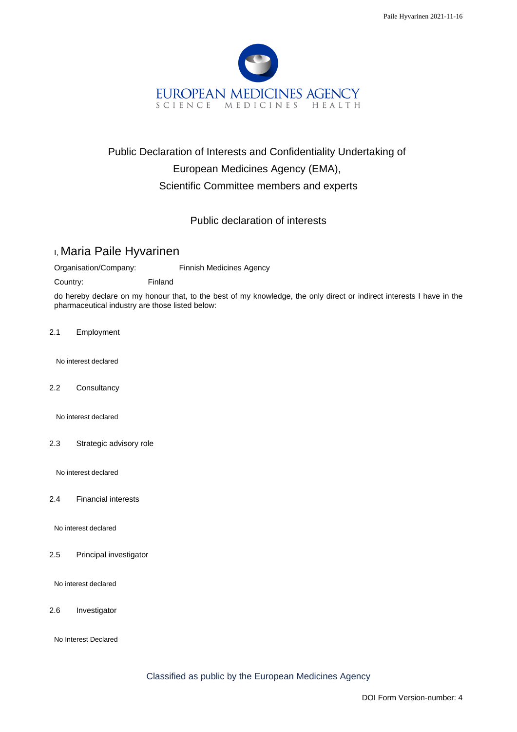EUROPEAN MEDICINES AGENCY
SCIENCE MEDICINES HEALTH

# Public Declaration of Interests and Confidentiality Undertaking of European Medicines Agency (EMA), Scientific Committee members and experts

## Public declaration of interests

I, Maria Paile Hyvarinen

Organisation/Company: Finnish Medicines Agency

Country: Finland

do hereby declare on my honour that, to the best of my knowledge, the only direct or indirect interests I have in the pharmaceutical industry are those listed below:

2.1 Employment

No interest declared

2.2 Consultancy

No interest declared

2.3 Strategic advisory role

No interest declared

2.4 Financial interests

No interest declared

2.5 Principal investigator

No interest declared

2.6 Investigator

No Interest Declared

Classified as public by the European Medicines Agency

DOI Form Version-number: 4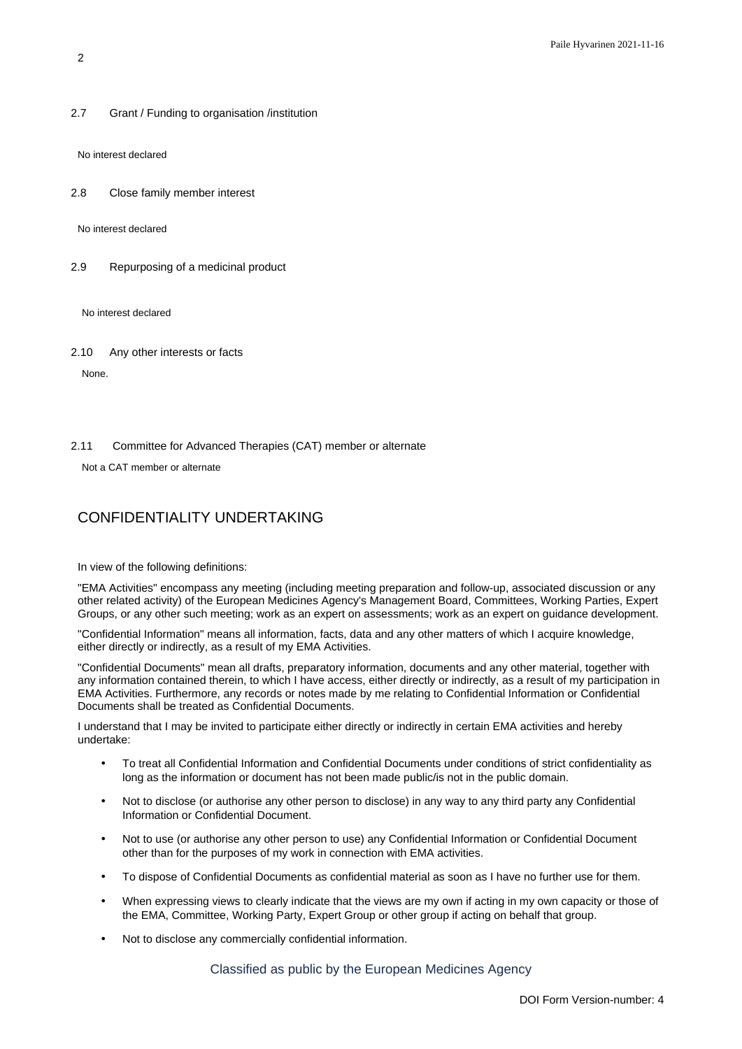2.7 Grant / Funding to organisation /institution

No interest declared

2.8 Close family member interest

No interest declared

2.9 Repurposing of a medicinal product

No interest declared

2.10 Any other interests or facts

None.

2.11 Committee for Advanced Therapies (CAT) member or alternate

Not a CAT member or alternate

## CONFIDENTIALITY UNDERTAKING

In view of the following definitions:

"EMA Activities" encompass any meeting (including meeting preparation and follow-up, associated discussion or any other related activity) of the European Medicines Agency's Management Board, Committees, Working Parties, Expert Groups, or any other such meeting; work as an expert on assessments; work as an expert on guidance development.

"Confidential Information" means all information, facts, data and any other matters of which I acquire knowledge, either directly or indirectly, as a result of my EMA Activities.

"Confidential Documents" mean all drafts, preparatory information, documents and any other material, together with any information contained therein, to which I have access, either directly or indirectly, as a result of my participation in EMA Activities. Furthermore, any records or notes made by me relating to Confidential Information or Confidential Documents shall be treated as Confidential Documents.

I understand that I may be invited to participate either directly or indirectly in certain EMA activities and hereby undertake:

- To treat all Confidential Information and Confidential Documents under conditions of strict confidentiality as long as the information or document has not been made public/is not in the public domain.
- Not to disclose (or authorise any other person to disclose) in any way to any third party any Confidential Information or Confidential Document.
- Not to use (or authorise any other person to use) any Confidential Information or Confidential Document other than for the purposes of my work in connection with EMA activities.
- To dispose of Confidential Documents as confidential material as soon as I have no further use for them.
- When expressing views to clearly indicate that the views are my own if acting in my own capacity or those of the EMA, Committee, Working Party, Expert Group or other group if acting on behalf that group.
- Not to disclose any commercially confidential information.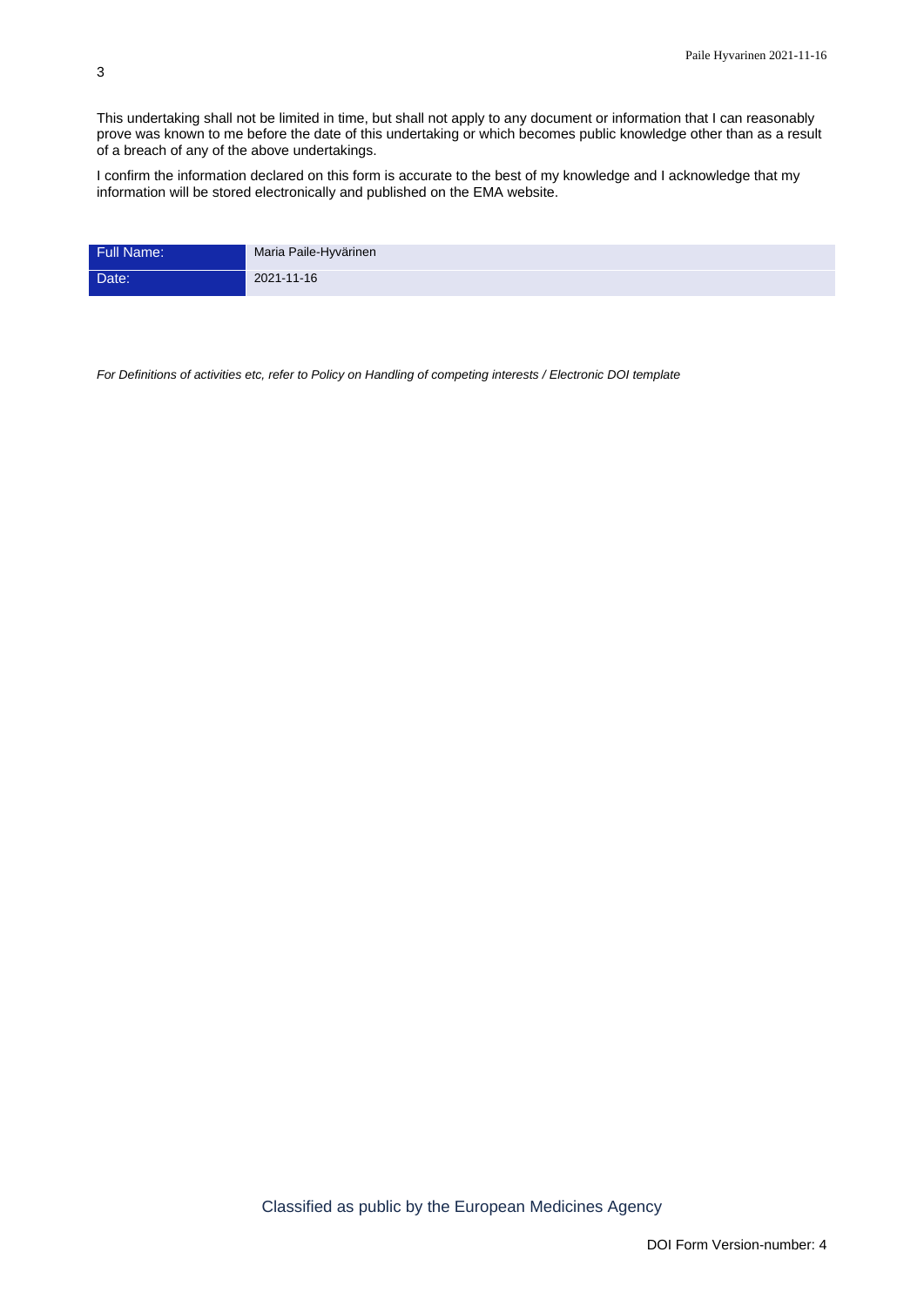This undertaking shall not be limited in time, but shall not apply to any document or information that I can reasonably prove was known to me before the date of this undertaking or which becomes public knowledge other than as a result of a breach of any of the above undertakings.

I confirm the information declared on this form is accurate to the best of my knowledge and I acknowledge that my information will be stored electronically and published on the EMA website.

| | |
|---|---|
| Full Name: | Maria Paile-Hyvärinen |
| Date: | 2021-11-16 |

*For Definitions of activities etc, refer to Policy on Handling of competing interests / Electronic DOI template*

Classified as public by the European Medicines Agency

DOI Form Version-number: 4